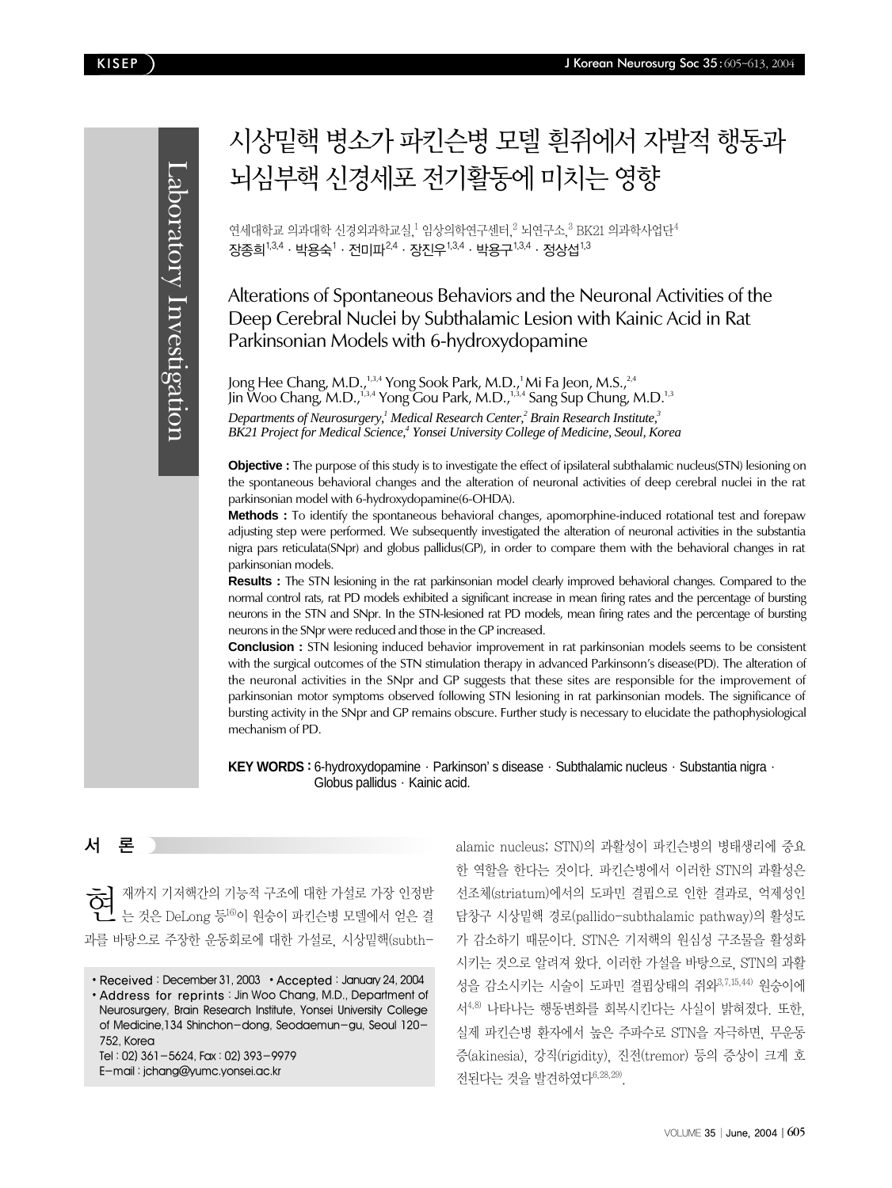# 시상밑핵 병소가 파킨슨병 모델 흰쥐에서 자발적 행동과 뇌심부핵 신경세포 전기활동에 미치는 영향

연세대학교 의과대학 신경외과학교실,[1] 임상의학연구센터,[2] 뇌연구소,[3] BK21 의과학사업단[4]

장종희[1,3,4] · 박용숙[1] · 전미파[2,4] · 장진우[1,3,4] · 박용구[1,3,4] · 정상섭[1,3]

## Alterations of Spontaneous Behaviors and the Neuronal Activities of the Deep Cerebral Nuclei by Subthalamic Lesion with Kainic Acid in Rat Parkinsonian Models with 6-hydroxydopamine

Jong Hee Chang, M.D.,[1,3,4] Yong Sook Park, M.D.,[1] Mi Fa Jeon, M.S.,[2,4] Jin Woo Chang, M.D.,[1,3,4] Yong Gou Park, M.D.,[1,3,4] Sang Sup Chung, M.D.[1,3]

*Departments of Neurosurgery,[1] Medical Research Center,[2] Brain Research Institute,[3] BK21 Project for Medical Science,[4] Yonsei University College of Medicine, Seoul, Korea*

**Objective :** The purpose of this study is to investigate the effect of ipsilateral subthalamic nucleus(STN) lesioning on the spontaneous behavioral changes and the alteration of neuronal activities of deep cerebral nuclei in the rat parkinsonian model with 6-hydroxydopamine(6-OHDA).

**Methods :** To identify the spontaneous behavioral changes, apomorphine-induced rotational test and forepaw adjusting step were performed. We subsequently investigated the alteration of neuronal activities in the substantia nigra pars reticulata(SNpr) and globus pallidus(GP), in order to compare them with the behavioral changes in rat parkinsonian models.

**Results :** The STN lesioning in the rat parkinsonian model clearly improved behavioral changes. Compared to the normal control rats, rat PD models exhibited a significant increase in mean firing rates and the percentage of bursting neurons in the STN and SNpr. In the STN-lesioned rat PD models, mean firing rates and the percentage of bursting neurons in the SNpr were reduced and those in the GP increased.

**Conclusion :** STN lesioning induced behavior improvement in rat parkinsonian models seems to be consistent with the surgical outcomes of the STN stimulation therapy in advanced Parkinsonn's disease(PD). The alteration of the neuronal activities in the SNpr and GP suggests that these sites are responsible for the improvement of parkinsonian motor symptoms observed following STN lesioning in rat parkinsonian models. The significance of bursting activity in the SNpr and GP remains obscure. Further study is necessary to elucidate the pathophysiological mechanism of PD.

**KEY WORDS :** 6-hydroxydopamine · Parkinson's disease · Subthalamic nucleus · Substantia nigra · Globus pallidus · Kainic acid.

## 서 론

현재까지 기저핵간의 기능적 구조에 대한 가설로 가장 인정받는 것은 DeLong 등[16)]이 원숭이 파킨슨병 모델에서 얻은 결과를 바탕으로 주장한 운동회로에 대한 가설로, 시상밑핵(subthalamic nucleus; STN)의 과활성이 파킨슨병의 병태생리에 중요한 역할을 한다는 것이다. 파킨슨병에서 이러한 STN의 과활성은 선조체(striatum)에서의 도파민 결핍으로 인한 결과로, 억제성인 담창구 시상밑핵 경로(pallido-subthalamic pathway)의 활성도가 감소하기 때문이다. STN은 기저핵의 원심성 구조물을 활성화시키는 것으로 알려져 왔다. 이러한 가설을 바탕으로, STN의 과활성을 감소시키는 시술이 도파민 결핍상태의 쥐와[3,7,15,44)] 원숭이에서[4,8)] 나타나는 행동변화를 회복시킨다는 사실이 밝혀졌다. 또한, 실제 파킨슨병 환자에서 높은 주파수로 STN을 자극하면, 무운동증(akinesia), 강직(rigidity), 진전(tremor) 등의 증상이 크게 호전된다는 것을 발견하였다[6,28,29)].

- Received : December 31, 2003 • Accepted : January 24, 2004
- Address for reprints : Jin Woo Chang, M.D., Department of Neurosurgery, Brain Research Institute, Yonsei University College of Medicine,134 Shinchon-dong, Seodaemun-gu, Seoul 120-752, Korea
  Tel : 02) 361-5624, Fax : 02) 393-9979
  E-mail : jchang@yumc.yonsei.ac.kr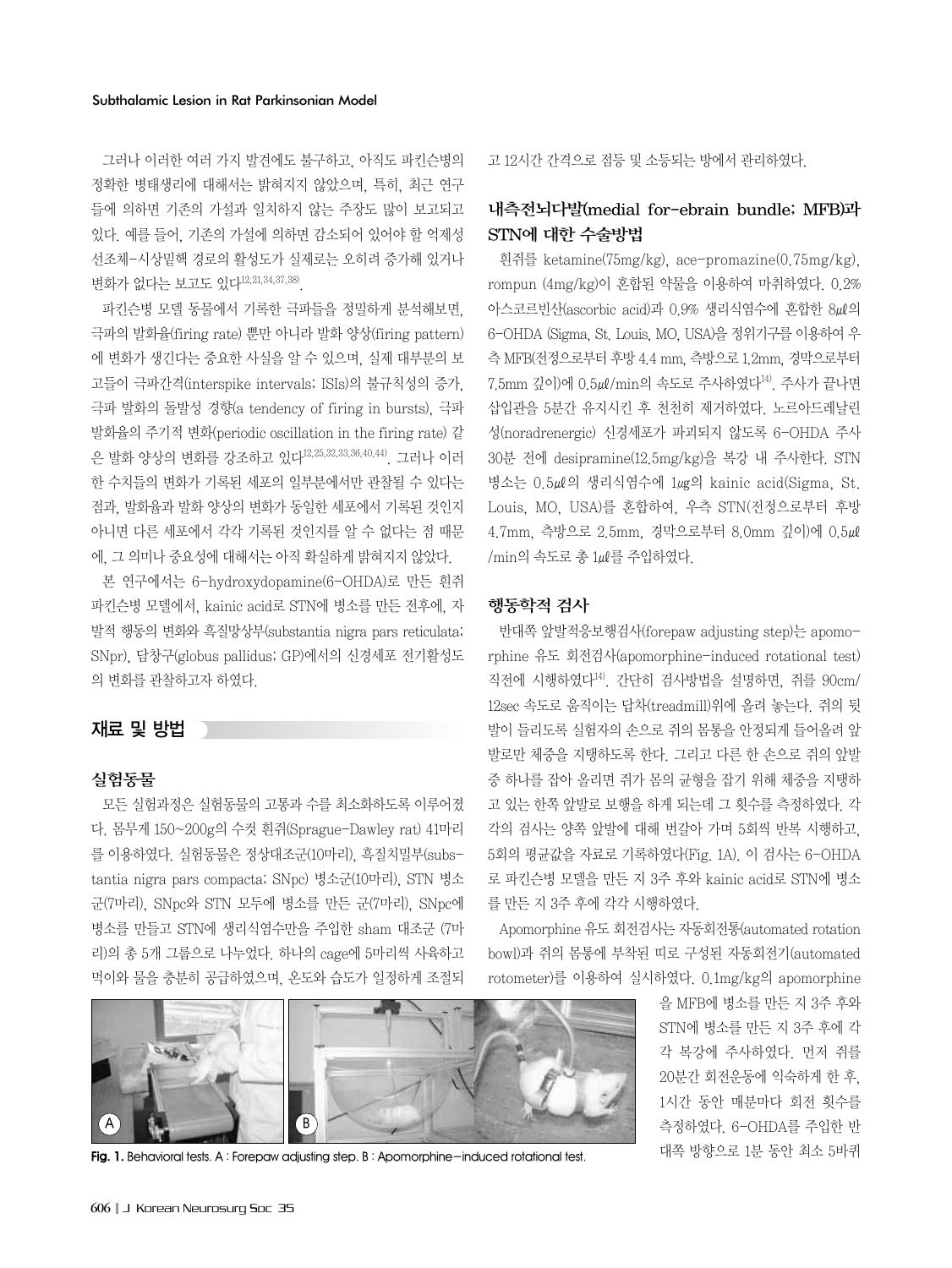그러나 이러한 여러 가지 발견에도 불구하고, 아직도 파킨슨병의 정확한 병태생리에 대해서는 밝혀지지 않았으며, 특히, 최근 연구들에 의하면 기존의 가설과 일치하지 않는 주장도 많이 보고되고 있다. 예를 들어, 기존의 가설에 의하면 감소되어 있어야 할 억제성 선조체-시상밑핵 경로의 활성도가 실제로는 오히려 증가해 있거나 변화가 없다는 보고도 있다[12,21,34,37,38].

파킨슨병 모델 동물에서 기록한 극파들을 정밀하게 분석해보면, 극파의 발화율(firing rate) 뿐만 아니라 발화 양상(firing pattern)에 변화가 생긴다는 중요한 사실을 알 수 있으며, 실제 대부분의 보고들이 극파간격(interspike intervals; ISIs)의 불규칙성의 증가, 극파 발화의 돌발성 경향(a tendency of firing in bursts), 극파 발화율의 주기적 변화(periodic oscillation in the firing rate) 같은 발화 양상의 변화를 강조하고 있다[12,25,32,33,36,40,44]. 그러나 이러한 수치들의 변화가 기록된 세포의 일부분에서만 관찰될 수 있다는 점과, 발화율과 발화 양상의 변화가 동일한 세포에서 기록된 것인지 아니면 다른 세포에서 각각 기록된 것인지를 알 수 없다는 점 때문에, 그 의미나 중요성에 대해서는 아직 확실하게 밝혀지지 않았다.

본 연구에서는 6-hydroxydopamine(6-OHDA)로 만든 흰쥐 파킨슨병 모델에서, kainic acid로 STN에 병소를 만든 전후에, 자발적 행동의 변화와 흑질망상부(substantia nigra pars reticulata; SNpr), 담창구(globus pallidus; GP)에서의 신경세포 전기활성도의 변화를 관찰하고자 하였다.

## 재료 및 방법

### 실험동물

모든 실험과정은 실험동물의 고통과 수를 최소화하도록 이루어졌다. 몸무게 150~200g의 수컷 흰쥐(Sprague-Dawley rat) 41마리를 이용하였다. 실험동물은 정상대조군(10마리), 흑질치밀부(substantia nigra pars compacta; SNpc) 병소군(10마리), STN 병소군(7마리), SNpc와 STN 모두에 병소를 만든 군(7마리), SNpc에 병소를 만들고 STN에 생리식염수만을 주입한 sham 대조군 (7마리)의 총 5개 그룹으로 나누었다. 하나의 cage에 5마리씩 사육하고 먹이와 물을 충분히 공급하였으며, 온도와 습도가 일정하게 조절되고 12시간 간격으로 점등 및 소등되는 방에서 관리하였다.

### 내측전뇌다발(medial for-ebrain bundle; MFB)과 STN에 대한 수술방법

흰쥐를 ketamine(75mg/kg), ace-promazine(0.75mg/kg), rompun (4mg/kg)이 혼합된 약물을 이용하여 마취하였다. 0.2% 아스코르빈산(ascorbic acid)과 0.9% 생리식염수에 혼합한 8µl의 6-OHDA (Sigma, St. Louis, MO, USA)을 정위기구를 이용하여 우측 MFB(전정으로부터 후방 4.4 mm, 측방으로 1.2mm, 경막으로부터 7.5mm 깊이)에 0.5µl/min의 속도로 주사하였다[14]. 주사가 끝나면 삽입관을 5분간 유지시킨 후 천천히 제거하였다. 노르아드레날린성(noradrenergic) 신경세포가 파괴되지 않도록 6-OHDA 주사 30분 전에 desipramine(12.5mg/kg)을 복강 내 주사한다. STN 병소는 0.5µl의 생리식염수에 1µg의 kainic acid(Sigma, St. Louis, MO, USA)를 혼합하여, 우측 STN(전정으로부터 후방 4.7mm, 측방으로 2.5mm, 경막으로부터 8.0mm 깊이)에 0.5µl/min의 속도로 총 1µl를 주입하였다.

### 행동학적 검사

반대쪽 앞발적응보행검사(forepaw adjusting step)는 apomorphine 유도 회전검사(apomorphine-induced rotational test) 직전에 시행하였다[14]. 간단히 검사방법을 설명하면, 쥐를 90cm/12sec 속도로 움직이는 답차(treadmill)위에 올려 놓는다. 쥐의 뒷발이 들리도록 실험자의 손으로 쥐의 몸통을 안정되게 들어올려 앞발로만 체중을 지탱하도록 한다. 그리고 다른 한 손으로 쥐의 앞발 중 하나를 잡아 올리면 쥐가 몸의 균형을 잡기 위해 체중을 지탱하고 있는 한쪽 앞발로 보행을 하게 되는데 그 횟수를 측정하였다. 각각의 검사는 양쪽 앞발에 대해 번갈아 가며 5회씩 반복 시행하고, 5회의 평균값을 자료로 기록하였다(Fig. 1A). 이 검사는 6-OHDA로 파킨슨병 모델을 만든 지 3주 후와 kainic acid로 STN에 병소를 만든 지 3주 후에 각각 시행하였다.

Apomorphine 유도 회전검사는 자동회전통(automated rotation bowl)과 쥐의 몸통에 부착된 띠로 구성된 자동회전기(automated rotometer)를 이용하여 실시하였다. 0.1mg/kg의 apomorphine을 MFB에 병소를 만든 지 3주 후와 STN에 병소를 만든 지 3주 후에 각각 복강에 주사하였다. 먼저 쥐를 20분간 회전운동에 익숙하게 한 후, 1시간 동안 매분마다 회전 횟수를 측정하였다. 6-OHDA를 주입한 반대쪽 방향으로 1분 동안 최소 5바퀴

**Fig. 1.** Behavioral tests. A : Forepaw adjusting step. B : Apomorphine-induced rotational test.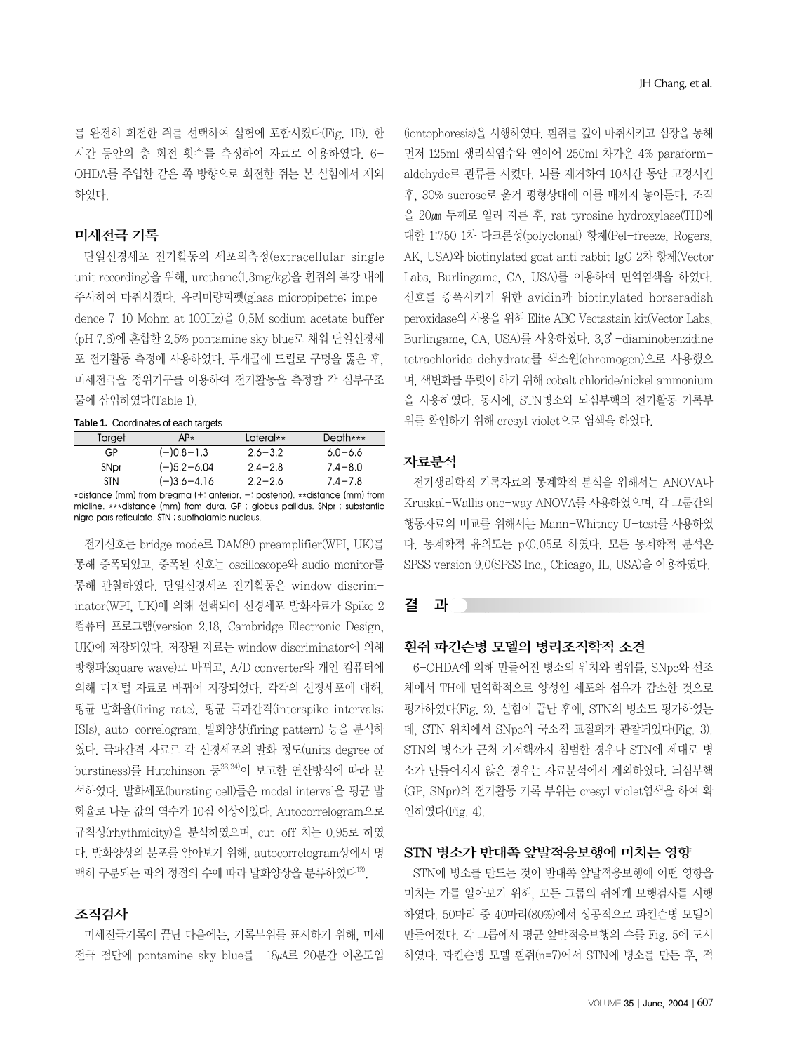를 완전히 회전한 쥐를 선택하여 실험에 포함시켰다(Fig. 1B). 한 시간 동안의 총 회전 횟수를 측정하여 자료로 이용하였다. 6-OHDA를 주입한 같은 쪽 방향으로 회전한 쥐는 본 실험에서 제외하였다.

### 미세전극 기록

단일신경세포 전기활동의 세포외측정(extracellular single unit recording)을 위해, urethane(1.3mg/kg)을 흰쥐의 복강 내에 주사하여 마취시켰다. 유리미량피펫(glass micropipette; impedence 7-10 Mohm at 100Hz)을 0.5M sodium acetate buffer (pH 7.6)에 혼합한 2.5% pontamine sky blue로 채워 단일신경세포 전기활동 측정에 사용하였다. 두개골에 드릴로 구멍을 뚫은 후, 미세전극을 정위기구를 이용하여 전기활동을 측정할 각 심부구조물에 삽입하였다(Table 1).

**Table 1.** Coordinates of each targets

| Target | AP* | Lateral** | Depth*** |
|---|---|---|---|
| GP | (-)0.8-1.3 | 2.6-3.2 | 6.0-6.6 |
| SNpr | (-)5.2-6.04 | 2.4-2.8 | 7.4-8.0 |
| STN | (-)3.6-4.16 | 2.2-2.6 | 7.4-7.8 |

*distance (mm) from bregma (+: anterior, -: posterior). **distance (mm) from midline. ***distance (mm) from dura. GP ; globus pallidus. SNpr ; substantia nigra pars reticulata. STN ; subthalamic nucleus.

전기신호는 bridge mode로 DAM80 preamplifier(WPI, UK)를 통해 증폭되었고, 증폭된 신호는 oscilloscope와 audio monitor를 통해 관찰하였다. 단일신경세포 전기활동은 window discriminator(WPI, UK)에 의해 선택되어 신경세포 발화자료가 Spike 2 컴퓨터 프로그램(version 2.18, Cambridge Electronic Design, UK)에 저장되었다. 저장된 자료는 window discriminator에 의해 방형파(square wave)로 바뀌고, A/D converter와 개인 컴퓨터에 의해 디지털 자료로 바뀌어 저장되었다. 각각의 신경세포에 대해, 평균 발화율(firing rate), 평균 극파간격(interspike intervals; ISIs), auto-correlogram, 발화양상(firing pattern) 등을 분석하였다. 극파간격 자료로 각 신경세포의 발화 정도(units degree of burstiness)를 Hutchinson 등[23,24]이 보고한 연산방식에 따라 분석하였다. 발화세포(bursting cell)들은 modal interval을 평균 발화율로 나눈 값의 역수가 10점 이상이었다. Autocorrelogram으로 규칙성(rhythmicity)을 분석하였으며, cut-off 치는 0.95로 하였다. 발화양상의 분포를 알아보기 위해, autocorrelogram상에서 명백히 구분되는 파의 정점의 수에 따라 발화양상을 분류하였다[12].

### 조직검사

미세전극기록이 끝난 다음에는, 기록부위를 표시하기 위해, 미세전극 첨단에 pontamine sky blue를 -18μA로 20분간 이온도입(iontophoresis)을 시행하였다. 흰쥐를 깊이 마취시키고 심장을 통해 먼저 125ml 생리식염수와 연이어 250ml 차가운 4% paraformaldehyde로 관류를 시켰다. 뇌를 제거하여 10시간 동안 고정시킨 후, 30% sucrose로 옮겨 평형상태에 이를 때까지 놓아둔다. 조직을 20μm 두께로 얼려 자른 후, rat tyrosine hydroxylase(TH)에 대한 1:750 1차 다크론성(polyclonal) 항체(Pel-freeze, Rogers, AK, USA)와 biotinylated goat anti rabbit IgG 2차 항체(Vector Labs, Burlingame, CA, USA)를 이용하여 면역염색을 하였다. 신호를 증폭시키기 위한 avidin과 biotinylated horseradish peroxidase의 사용을 위해 Elite ABC Vectastain kit(Vector Labs, Burlingame, CA, USA)를 사용하였다. 3,3'-diaminobenzidine tetrachloride dehydrate를 색소원(chromogen)으로 사용했으며, 색변화를 뚜렷이 하기 위해 cobalt chloride/nickel ammonium을 사용하였다. 동시에, STN병소와 뇌심부핵의 전기활동 기록부위를 확인하기 위해 cresyl violet으로 염색을 하였다.

### 자료분석

전기생리학적 기록자료의 통계학적 분석을 위해서는 ANOVA나 Kruskal-Wallis one-way ANOVA를 사용하였으며, 각 그룹간의 행동자료의 비교를 위해서는 Mann-Whitney U-test를 사용하였다. 통계학적 유의도는 $p<0.05$로 하였다. 모든 통계학적 분석은 SPSS version 9.0(SPSS Inc., Chicago, IL, USA)을 이용하였다.

## 결 과

### 흰쥐 파킨슨병 모델의 병리조직학적 소견

6-OHDA에 의해 만들어진 병소의 위치와 범위를, SNpc와 선조체에서 TH에 면역학적으로 양성인 세포와 섬유가 감소한 것으로 평가하였다(Fig. 2). 실험이 끝난 후에, STN의 병소도 평가하였는데, STN 위치에서 SNpc의 국소적 교질화가 관찰되었다(Fig. 3). STN의 병소가 근처 기저핵까지 침범한 경우나 STN에 제대로 병소가 만들어지지 않은 경우는 자료분석에서 제외하였다. 뇌심부핵(GP, SNpr)의 전기활동 기록 부위는 cresyl violet염색을 하여 확인하였다(Fig. 4).

### STN 병소가 반대쪽 앞발적응보행에 미치는 영향

STN에 병소를 만드는 것이 반대쪽 앞발적응보행에 어떤 영향을 미치는 가를 알아보기 위해, 모든 그룹의 쥐에게 보행검사를 시행하였다. 50마리 중 40마리(80%)에서 성공적으로 파킨슨병 모델이 만들어졌다. 각 그룹에서 평균 앞발적응보행의 수를 Fig. 5에 도시하였다. 파킨슨병 모델 흰쥐(n=7)에서 STN에 병소를 만든 후, 적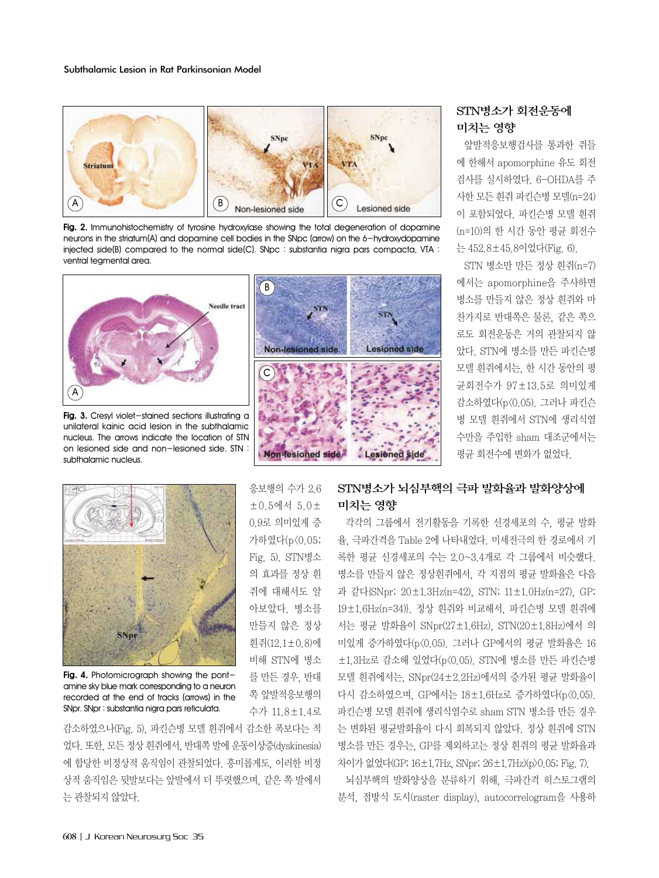Fig. 2. Immunohistochemistry of tyrosine hydroxylase showing the total degeneration of dopamine neurons in the striatum(A) and dopamine cell bodies in the SNpc (arrow) on the 6-hydroxydopamine injected side(B) compared to the normal side(C). SNpc : substantia nigra pars compacta, VTA : ventral tegmental area.

Fig. 3. Cresyl violet-stained sections illustrating a unilateral kainic acid lesion in the subthalamic nucleus. The arrows indicate the location of STN on lesioned side and non-lesioned side. STN : subthalamic nucleus.

Fig. 4. Photomicrograph showing the pontamine sky blue mark corresponding to a neuron recorded at the end of tracks (arrows) in the SNpr. SNpr : substantia nigra pars reticulata.

응보행의 수가 2.6±0.5에서 5.0±0.9로 의미있게 증가하였다(p<0.05; Fig. 5). STN병소의 효과를 정상 흰쥐에 대해서도 알아보았다. 병소를 만들지 않은 정상 흰쥐(12.1±0.8)에 비해 STN에 병소를 만든 경우, 반대쪽 앞발적응보행의 수가 11.8±1.4로 감소하였으나(Fig. 5), 파킨슨병 모델 흰쥐에서 감소한 폭보다는 적었다. 또한, 모든 정상 흰쥐에서, 반대쪽 발에 운동이상증(dyskinesia)에 합당한 비정상적 움직임이 관찰되었다. 흥미롭게도, 이러한 비정상적 움직임은 뒷발보다는 앞발에서 더 뚜렷했으며, 같은 쪽 발에서는 관찰되지 않았다.

### STN병소가 회전운동에 미치는 영향

앞발적응보행검사를 통과한 쥐들에 한해서 apomorphine 유도 회전검사를 실시하였다. 6-OHDA를 주사한 모든 흰쥐 파킨슨병 모델(n=24)이 포함되었다. 파킨슨병 모델 흰쥐(n=10)의 한 시간 동안 평균 회전수는 452.8±45.8이었다(Fig. 6).

STN 병소만 만든 정상 흰쥐(n=7)에서는 apomorphine을 주사하면 병소를 만들지 않은 정상 흰쥐와 마찬가지로 반대쪽은 물론, 같은 쪽으로도 회전운동은 거의 관찰되지 않았다. STN에 병소를 만든 파킨슨병 모델 흰쥐에서는, 한 시간 동안의 평균회전수가 97±13.5로 의미있게 감소하였다(p<0.05). 그러나 파킨슨병 모델 흰쥐에서 STN에 생리식염수만을 주입한 sham 대조군에서는 평균 회전수에 변화가 없었다.

### STN병소가 뇌심부핵의 극파 발화율과 발화양상에 미치는 영향

각각의 그룹에서 전기활동을 기록한 신경세포의 수, 평균 발화율, 극파간격을 Table 2에 나타내었다. 미세전극의 한 경로에서 기록한 평균 신경세포의 수는 2.0~3.4개로 각 그룹에서 비슷했다. 병소를 만들지 않은 정상흰쥐에서, 각 지점의 평균 발화율은 다음과 같다(SNpr; 20±1.3Hz(n=42), STN; 11±1.0Hz(n=27), GP; 19±1.6Hz(n=34)). 정상 흰쥐와 비교해서, 파킨슨병 모델 흰쥐에서는 평균 발화율이 SNpr(27±1.6Hz), STN(20±1.8Hz)에서 의미있게 증가하였다(p<0.05). 그러나 GP에서의 평균 발화율은 16±1.3Hz로 감소해 있었다(p<0.05). STN에 병소를 만든 파킨슨병 모델 흰쥐에서는, SNpr(24±2.2Hz)에서의 증가된 평균 발화율이 다시 감소하였으며, GP에서는 18±1.6Hz로 증가하였다(p<0.05). 파킨슨병 모델 흰쥐에 생리식염수로 sham STN 병소를 만든 경우는 변화된 평균발화율이 다시 회복되지 않았다. 정상 흰쥐에 STN 병소를 만든 경우는, GP를 제외하고는 정상 흰쥐의 평균 발화율과 차이가 없었다(GP; 16±1.7Hz, SNpr; 26±1.7Hz)(p>0.05; Fig. 7).

뇌심부핵의 발화양상을 분류하기 위해, 극파간격 히스토그램의 분석, 점방식 도시(raster display), autocorrelogram을 사용하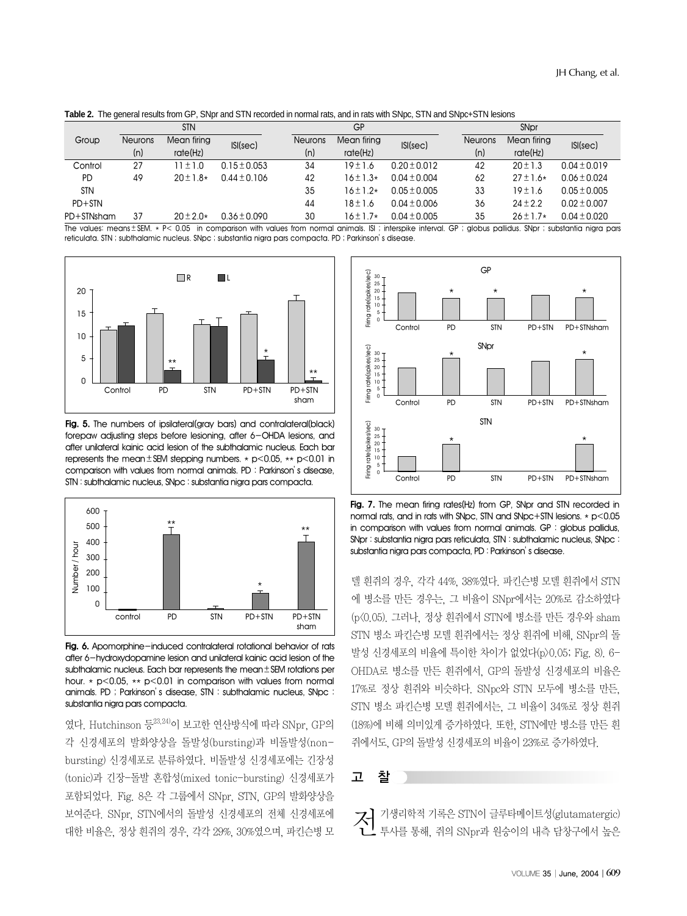**Table 2.** The general results from GP, SNpr and STN recorded in normal rats, and in rats with SNpc, STN and SNpc+STN lesions

| Group | STN | | | GP | | | SNpr | | |
|---|---|---|---|---|---|---|---|---|---|
| | Neurons (n) | Mean firing rate(Hz) | ISI(sec) | Neurons (n) | Mean firing rate(Hz) | ISI(sec) | Neurons (n) | Mean firing rate(Hz) | ISI(sec) |
| Control | 27 | 11±1.0 | 0.15±0.053 | 34 | 19±1.6 | 0.20±0.012 | 42 | 20±1.3 | 0.04±0.019 |
| PD | 49 | 20±1.8* | 0.44±0.106 | 42 | 16±1.3* | 0.04±0.004 | 62 | 27±1.6* | 0.06±0.024 |
| STN | | | | 35 | 16±1.2* | 0.05±0.005 | 33 | 19±1.6 | 0.05±0.005 |
| PD+STN | | | | 44 | 18±1.6 | 0.04±0.006 | 36 | 24±2.2 | 0.02±0.007 |
| PD+STNsham | 37 | 20±2.0* | 0.36±0.090 | 30 | 16±1.7* | 0.04±0.005 | 35 | 26±1.7* | 0.04±0.020 |

The values: means±SEM. * P< 0.05 in comparison with values from normal animals. ISI ; interspike interval. GP ; globus pallidus. SNpr ; substantia nigra pars reticulata. STN ; subthalamic nucleus. SNpc ; substantia nigra pars compacta. PD ; Parkinson's disease.

**Fig. 5.** The numbers of ipsilateral(gray bars) and contralateral(black) forepaw adjusting steps before lesioning, after 6-OHDA lesions, and after unilateral kainic acid lesion of the subthalamic nucleus. Each bar represents the mean±SEM stepping numbers. * p<0.05, ** p<0.01 in comparison with values from normal animals. PD : Parkinson's disease, STN : subthalamic nucleus, SNpc : substantia nigra pars compacta.

**Fig. 6.** Apomorphine-induced contralateral rotational behavior of rats after 6-hydroxydopamine lesion and unilateral kainic acid lesion of the subthalamic nucleus. Each bar represents the mean±SEM rotations per hour. * p<0.05, ** p<0.01 in comparison with values from normal animals. PD ; Parkinson's disease, STN ; subthalamic nucleus, SNpc : substantia nigra pars compacta.

**Fig. 7.** The mean firing rates(Hz) from GP, SNpr and STN recorded in normal rats, and in rats with SNpc, STN and SNpc+STN lesions. * p<0.05 in comparison with values from normal animals. GP : globus pallidus, SNpr : substantia nigra pars reticulata, STN : subthalamic nucleus, SNpc : substantia nigra pars compacta, PD : Parkinson's disease.

였다. Hutchinson 등[23,24]이 보고한 연산방식에 따라 SNpr, GP의 각 신경세포의 발화양상을 돌발성(bursting)과 비돌발성(non-bursting) 신경세포로 분류하였다. 비돌발성 신경세포에는 긴장성(tonic)과 긴장-돌발 혼합성(mixed tonic-bursting) 신경세포가 포함되었다. Fig. 8은 각 그룹에서 SNpr, STN, GP의 발화양상을 보여준다. SNpr, STN에서의 돌발성 신경세포의 전체 신경세포에 대한 비율은, 정상 흰쥐의 경우, 각각 29%, 30%였으며, 파킨슨병 모델 흰쥐의 경우, 각각 44%, 38%였다. 파킨슨병 모델 흰쥐에서 STN에 병소를 만든 경우는, 그 비율이 SNpr에서는 20%로 감소하였다(p<0.05). 그러나, 정상 흰쥐에서 STN에 병소를 만든 경우와 sham STN 병소 파킨슨병 모델 흰쥐에서는 정상 흰쥐에 비해, SNpr의 돌발성 신경세포의 비율에 특이한 차이가 없었다(p>0.05; Fig. 8). 6-OHDA로 병소를 만든 흰쥐에서, GP의 돌발성 신경세포의 비율은 17%로 정상 흰쥐와 비슷하다. SNpc와 STN 모두에 병소를 만든, STN 병소 파킨슨병 모델 흰쥐에서는, 그 비율이 34%로 정상 흰쥐(18%)에 비해 의미있게 증가하였다. 또한, STN에만 병소를 만든 흰쥐에서도, GP의 돌발성 신경세포의 비율이 23%로 증가하였다.

## 고 찰

전기생리학적 기록은 STN이 글루타메이트성(glutamatergic) 투사를 통해, 쥐의 SNpr과 원숭이의 내측 담창구에서 높은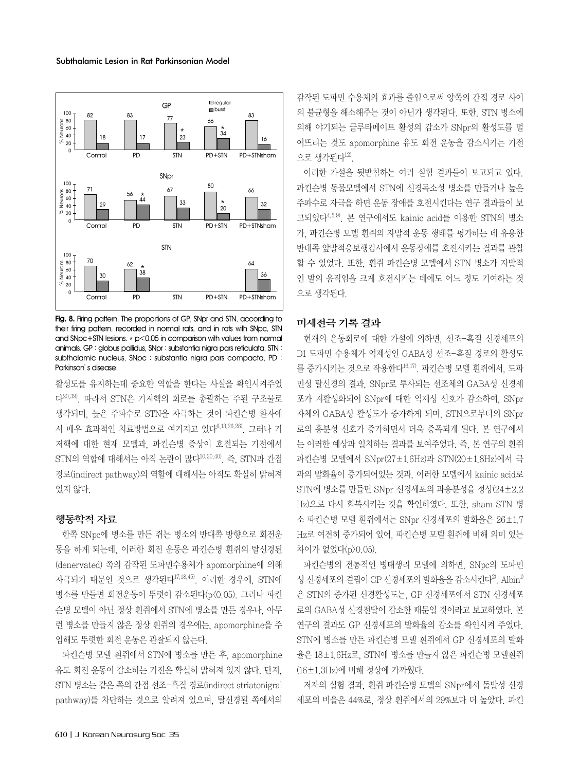**Fig. 8.** Firing pattern. The proportions of GP, SNpr and STN, according to their firing pattern, recorded in normal rats, and in rats with SNpc, STN and SNpc+STN lesions. * $p<0.05$ in comparison with values from normal animals. GP : globus pallidus, SNpr : substantia nigra pars reticulata, STN : subthalamic nucleus, SNpc : substantia nigra pars compacta, PD : Parkinson's disease.

활성도를 유지하는데 중요한 역할을 한다는 사실을 확인시켜주었다[20,39]. 따라서 STN은 기저핵의 회로를 총괄하는 주된 구조물로 생각되며, 높은 주파수로 STN을 자극하는 것이 파킨슨병 환자에서 매우 효과적인 치료방법으로 여겨지고 있다[6,13,26,28]. 그러나 기저핵에 대한 현재 모델과, 파킨슨병 증상이 호전되는 기전에서 STN의 역할에 대해서는 아직 논란이 많다[10,30,40]. 즉, STN과 간접경로(indirect pathway)의 역할에 대해서는 아직도 확실히 밝혀져 있지 않다.

### 행동학적 자료

한쪽 SNpc에 병소를 만든 쥐는 병소의 반대쪽 방향으로 회전운동을 하게 되는데, 이러한 회전 운동은 파킨슨병 흰쥐의 탈신경된(denervated) 쪽의 감작된 도파민수용체가 apomorphine에 의해 자극되기 때문인 것으로 생각된다[17,18,45]. 이러한 경우에, STN에 병소를 만들면 회전운동이 뚜렷이 감소된다($p<0.05$). 그러나 파킨슨병 모델이 아닌 정상 흰쥐에서 STN에 병소를 만든 경우나, 아무런 병소를 만들지 않은 정상 흰쥐의 경우에는, apomorphine을 주입해도 뚜렷한 회전 운동은 관찰되지 않는다.

파킨슨병 모델 흰쥐에서 STN에 병소를 만든 후, apomorphine 유도 회전 운동이 감소하는 기전은 확실히 밝혀져 있지 않다. 단지, STN 병소는 같은 쪽의 간접 선조-흑질 경로(indirect striatonigral pathway)를 차단하는 것으로 알려져 있으며, 탈신경된 쪽에서의 감작된 도파민 수용체의 효과를 줄임으로써 양쪽의 간접 경로 사이의 불균형을 해소해주는 것이 아닌가 생각된다. 또한, STN 병소에 의해 야기되는 글루타메이트 활성의 감소가 SNpr의 활성도를 떨어뜨리는 것도 apomorphine 유도 회전 운동을 감소시키는 기전으로 생각된다[12].

이러한 가설을 뒷받침하는 여러 실험 결과들이 보고되고 있다. 파킨슨병 동물모델에서 STN에 신경독소성 병소를 만들거나 높은 주파수로 자극을 하면 운동 장애를 호전시킨다는 연구 결과들이 보고되었다[4,5,9]. 본 연구에서도 kainic acid를 이용한 STN의 병소가, 파킨슨병 모델 흰쥐의 자발적 운동 행태를 평가하는 데 유용한 반대쪽 앞발적응보행검사에서 운동장애를 호전시키는 결과를 관찰할 수 있었다. 또한, 흰쥐 파킨슨병 모델에서 STN 병소가 자발적인 발의 움직임을 크게 호전시키는 데에도 어느 정도 기여하는 것으로 생각된다.

### 미세전극 기록 결과

현재의 운동회로에 대한 가설에 의하면, 선조-흑질 신경세포의 D1 도파민 수용체가 억제성인 GABA성 선조-흑질 경로의 활성도를 증가시키는 것으로 작용한다[16,17]. 파킨슨병 모델 흰쥐에서, 도파민성 탈신경의 결과, SNpr로 투사되는 선조체의 GABA성 신경세포가 저활성화되어 SNpr에 대한 억제성 신호가 감소하여, SNpr 자체의 GABA성 활성도가 증가하게 되며, STN으로부터의 SNpr로의 흥분성 신호가 증가하면서 더욱 증폭되게 된다. 본 연구에서는 이러한 예상과 일치하는 결과를 보여주었다. 즉, 본 연구의 흰쥐 파킨슨병 모델에서 SNpr(27±1.6Hz)과 STN(20±1.8Hz)에서 극파의 발화율이 증가되어있는 것과, 이러한 모델에서 kainic acid로 STN에 병소를 만들면 SNpr 신경세포의 과흥분성을 정상(24±2.2 Hz)으로 다시 회복시키는 것을 확인하였다. 또한, sham STN 병소 파킨슨병 모델 흰쥐에서는 SNpr 신경세포의 발화율은 26±1.7 Hz로 여전히 증가되어 있어, 파킨슨병 모델 흰쥐에 비해 의미 있는 차이가 없었다($p>0.05$).

파킨슨병의 전통적인 병태생리 모델에 의하면, SNpc의 도파민성 신경세포의 결핍이 GP 신경세포의 발화율을 감소시킨다[2]. Albin[1]은 STN의 증가된 신경활성도는, GP 신경세포에서 STN 신경세포로의 GABA성 신경전달이 감소한 때문일 것이라고 보고하였다. 본 연구의 결과도 GP 신경세포의 발화율의 감소를 확인시켜 주었다. STN에 병소를 만든 파킨슨병 모델 흰쥐에서 GP 신경세포의 발화율은 18±1.6Hz로, STN에 병소를 만들지 않은 파킨슨병 모델흰쥐(16±1.3Hz)에 비해 정상에 가까웠다.

저자의 실험 결과, 흰쥐 파킨슨병 모델의 SNpr에서 돌발성 신경세포의 비율은 44%로, 정상 흰쥐에서의 29%보다 더 높았다. 파킨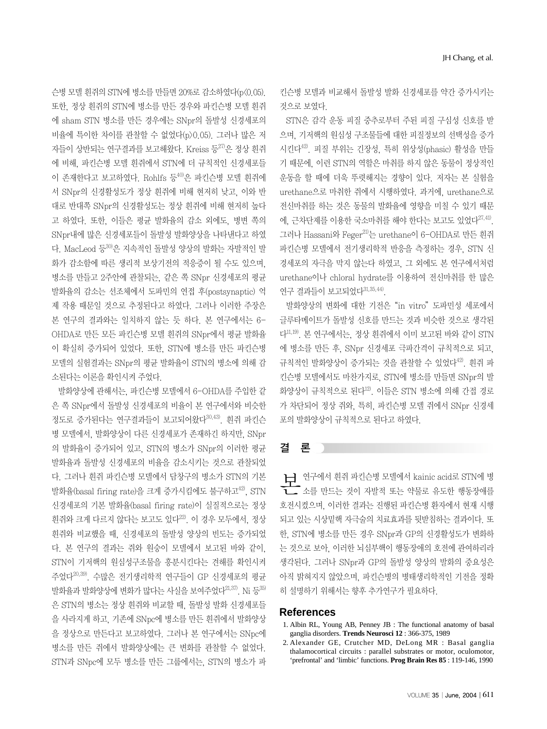슨병 모델 흰쥐의 STN에 병소를 만들면 20%로 감소하였다($p<0.05$). 또한, 정상 흰쥐의 STN에 병소를 만든 경우와 파킨슨병 모델 흰쥐에 sham STN 병소를 만든 경우에는 SNpr의 돌발성 신경세포의 비율에 특이한 차이를 관찰할 수 없었다($p>0.05$). 그러나 많은 저자들이 상반되는 연구결과를 보고해왔다. Kreiss 등[27]은 정상 흰쥐에 비해, 파킨슨병 모델 흰쥐에서 STN에 더 규칙적인 신경세포들이 존재한다고 보고하였다. Rohlfs 등[40]은 파킨슨병 모델 흰쥐에서 SNpr의 신경활성도가 정상 흰쥐에 비해 현저히 낮고, 이와 반대로 반대쪽 SNpr의 신경활성도는 정상 흰쥐에 비해 현저히 높다고 하였다. 또한, 이들은 평균 발화율의 감소 외에도, 병변 쪽의 SNpr내에 많은 신경세포들이 돌발성 발화양상을 나타낸다고 하였다. MacLeod 등[30]은 지속적인 돌발성 양상의 발화는 자발적인 발화가 감소함에 따른 생리적 보상기전의 적응증이 될 수도 있으며, 병소를 만들고 2주안에 관찰되는, 같은 쪽 SNpr 신경세포의 평균 발화율의 감소는 선조체에서 도파민의 연접 후(postsynaptic) 억제 작용 때문일 것으로 추정된다고 하였다. 그러나 이러한 주장은 본 연구의 결과와는 일치하지 않는 듯 하다. 본 연구에서는 6-OHDA로 만든 모든 파킨슨병 모델 흰쥐의 SNpr에서 평균 발화율이 확실히 증가되어 있었다. 또한, STN에 병소를 만든 파킨슨병 모델의 실험결과는 SNpr의 평균 발화율이 STN의 병소에 의해 감소된다는 이론을 확인시켜 주었다.

발화양상에 관해서는, 파킨슨병 모델에서 6-OHDA를 주입한 같은 쪽 SNpr에서 돌발성 신경세포의 비율이 본 연구에서와 비슷한 정도로 증가된다는 연구결과들이 보고되어왔다[30,43]. 흰쥐 파킨슨병 모델에서, 발화양상이 다른 신경세포가 존재하긴 하지만, SNpr의 발화율이 증가되어 있고, STN의 병소가 SNpr의 이러한 평균 발화율과 돌발성 신경세포의 비율을 감소시키는 것으로 관찰되었다. 그러나 흰쥐 파킨슨병 모델에서 담창구의 병소가 STN의 기본 발화율(basal firing rate)을 크게 증가시킴에도 불구하고[42], STN 신경세포의 기본 발화율(basal firing rate)이 실질적으로는 정상 흰쥐와 크게 다르지 않다는 보고도 있다[22]. 이 경우 모두에서, 정상 흰쥐와 비교했을 때, 신경세포의 돌발성 양상의 빈도는 증가되었다. 본 연구의 결과는 쥐와 원숭이 모델에서 보고된 바와 같이, STN이 기저핵의 원심성구조물을 흥분시킨다는 견해를 확인시켜 주었다[20,39]. 수많은 전기생리학적 연구들이 GP 신경세포의 평균 발화율과 발화양상에 변화가 많다는 사실을 보여주었다[21,37]. Ni 등[35]은 STN의 병소는 정상 흰쥐와 비교할 때, 돌발성 발화 신경세포들을 사라지게 하고, 기존에 SNpc에 병소를 만든 흰쥐에서 발화양상을 정상으로 만든다고 보고하였다. 그러나 본 연구에서는 SNpc에 병소를 만든 쥐에서 발화양상에는 큰 변화를 관찰할 수 없었다. STN과 SNpc에 모두 병소를 만든 그룹에서는, STN의 병소가 파킨슨병 모델과 비교해서 돌발성 발화 신경세포를 약간 증가시키는 것으로 보였다.

STN은 감각 운동 피질 중추로부터 주된 피질 구심성 신호를 받으며, 기저핵의 원심성 구조물들에 대한 피질정보의 선택성을 증가시킨다[42]. 피질 부위는 긴장성, 특히 위상성(phasic) 활성을 만들기 때문에, 이런 STN의 역할은 마취를 하지 않은 동물이 정상적인 운동을 할 때에 더욱 뚜렷해지는 경향이 있다. 저자는 본 실험을 urethane으로 마취한 쥐에서 시행하였다. 과거에, urethane으로 전신마취를 하는 것은 동물의 발화율에 영향을 미칠 수 있기 때문에, 근차단제를 이용한 국소마취를 해야 한다는 보고도 있었다[27,41]. 그러나 Hassani와 Feger[21]는 urethane이 6-OHDA로 만든 흰쥐 파킨슨병 모델에서 전기생리학적 반응을 측정하는 경우, STN 신경세포의 자극을 막지 않는다 하였고, 그 외에도 본 연구에서처럼 urethane이나 chloral hydrate를 이용하여 전신마취를 한 많은 연구 결과들이 보고되었다[31,35,44].

발화양상의 변화에 대한 기전은 "in vitro" 도파민성 세포에서 글루타메이트가 돌발성 신호를 만드는 것과 비슷한 것으로 생각된다[11,19]. 본 연구에서는, 정상 흰쥐에서 이미 보고된 바와 같이 STN에 병소를 만든 후, SNpr 신경세포 극파간격이 규칙적으로 되고, 규칙적인 발화양상이 증가되는 것을 관찰할 수 있었다[42]. 흰쥐 파킨슨병 모델에서도 마찬가지로, STN에 병소를 만들면 SNpr의 발화양상이 규칙적으로 된다[12]. 이들은 STN 병소에 의해 간접 경로가 차단되어 정상 쥐와, 특히, 파킨슨병 모델 쥐에서 SNpr 신경세포의 발화양상이 규칙적으로 된다고 하였다.

## 결 론

본 연구에서 흰쥐 파킨슨병 모델에서 kainic acid로 STN에 병소를 만드는 것이 자발적 또는 약물로 유도한 행동장애를 호전시켰으며, 이러한 결과는 진행된 파킨슨병 환자에서 현재 시행되고 있는 시상밑핵 자극술의 치료효과를 뒷받침하는 결과이다. 또한, STN에 병소를 만든 경우 SNpr과 GP의 신경활성도가 변화하는 것으로 보아, 이러한 뇌심부핵이 행동장애의 호전에 관여하리라 생각된다. 그러나 SNpr과 GP의 돌발성 양상의 발화의 중요성은 아직 밝혀지지 않았으며, 파킨슨병의 병태생리학적인 기전을 정확히 설명하기 위해서는 향후 추가연구가 필요하다.

## References

1. Albin RL, Young AB, Penney JB : The functional anatomy of basal ganglia disorders. **Trends Neurosci 12** : 366-375, 1989
2. Alexander GE, Crutcher MD, DeLong MR : Basal ganglia thalamocortical circuits : parallel substrates or motor, oculomotor, 'prefrontal' and 'limbic' functions. **Prog Brain Res 85** : 119-146, 1990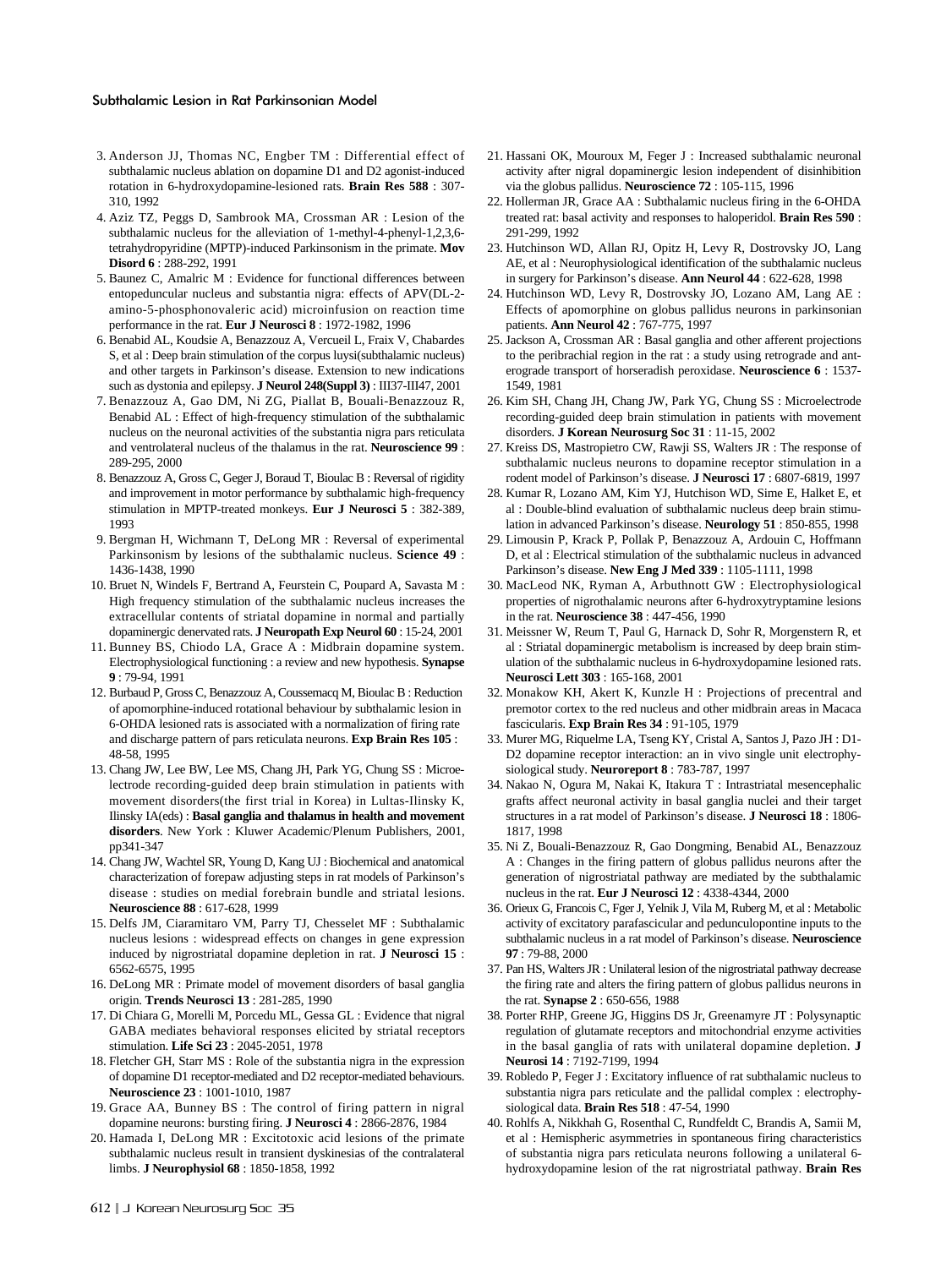3. Anderson JJ, Thomas NC, Engber TM : Differential effect of subthalamic nucleus ablation on dopamine D1 and D2 agonist-induced rotation in 6-hydroxydopamine-lesioned rats. **Brain Res 588** : 307-310, 1992
4. Aziz TZ, Peggs D, Sambrook MA, Crossman AR : Lesion of the subthalamic nucleus for the alleviation of 1-methyl-4-phenyl-1,2,3,6-tetrahydropyridine (MPTP)-induced Parkinsonism in the primate. **Mov Disord 6** : 288-292, 1991
5. Baunez C, Amalric M : Evidence for functional differences between entopeduncular nucleus and substantia nigra: effects of APV(DL-2-amino-5-phosphonovaleric acid) microinfusion on reaction time performance in the rat. **Eur J Neurosci 8** : 1972-1982, 1996
6. Benabid AL, Koudsie A, Benazzouz A, Vercueil L, Fraix V, Chabardes S, et al : Deep brain stimulation of the corpus luysi(subthalamic nucleus) and other targets in Parkinson's disease. Extension to new indications such as dystonia and epilepsy. **J Neurol 248(Suppl 3)** : III37-III47, 2001
7. Benazzouz A, Gao DM, Ni ZG, Piallat B, Bouali-Benazzouz R, Benabid AL : Effect of high-frequency stimulation of the subthalamic nucleus on the neuronal activities of the substantia nigra pars reticulata and ventrolateral nucleus of the thalamus in the rat. **Neuroscience 99** : 289-295, 2000
8. Benazzouz A, Gross C, Geger J, Boraud T, Bioulac B : Reversal of rigidity and improvement in motor performance by subthalamic high-frequency stimulation in MPTP-treated monkeys. **Eur J Neurosci 5** : 382-389, 1993
9. Bergman H, Wichmann T, DeLong MR : Reversal of experimental Parkinsonism by lesions of the subthalamic nucleus. **Science 49** : 1436-1438, 1990
10. Bruet N, Windels F, Bertrand A, Feurstein C, Poupard A, Savasta M : High frequency stimulation of the subthalamic nucleus increases the extracellular contents of striatal dopamine in normal and partially dopaminergic denervated rats. **J Neuropath Exp Neurol 60** : 15-24, 2001
11. Bunney BS, Chiodo LA, Grace A : Midbrain dopamine system. Electrophysiological functioning : a review and new hypothesis. **Synapse 9** : 79-94, 1991
12. Burbaud P, Gross C, Benazzouz A, Coussemacq M, Bioulac B : Reduction of apomorphine-induced rotational behaviour by subthalamic lesion in 6-OHDA lesioned rats is associated with a normalization of firing rate and discharge pattern of pars reticulata neurons. **Exp Brain Res 105** : 48-58, 1995
13. Chang JW, Lee BW, Lee MS, Chang JH, Park YG, Chung SS : Microelectrode recording-guided deep brain stimulation in patients with movement disorders(the first trial in Korea) in Lultas-Ilinsky K, Ilinsky IA(eds) : **Basal ganglia and thalamus in health and movement disorders**. New York : Kluwer Academic/Plenum Publishers, 2001, pp341-347
14. Chang JW, Wachtel SR, Young D, Kang UJ : Biochemical and anatomical characterization of forepaw adjusting steps in rat models of Parkinson's disease : studies on medial forebrain bundle and striatal lesions. **Neuroscience 88** : 617-628, 1999
15. Delfs JM, Ciaramitaro VM, Parry TJ, Chesselet MF : Subthalamic nucleus lesions : widespread effects on changes in gene expression induced by nigrostriatal dopamine depletion in rat. **J Neurosci 15** : 6562-6575, 1995
16. DeLong MR : Primate model of movement disorders of basal ganglia origin. **Trends Neurosci 13** : 281-285, 1990
17. Di Chiara G, Morelli M, Porcedu ML, Gessa GL : Evidence that nigral GABA mediates behavioral responses elicited by striatal receptors stimulation. **Life Sci 23** : 2045-2051, 1978
18. Fletcher GH, Starr MS : Role of the substantia nigra in the expression of dopamine D1 receptor-mediated and D2 receptor-mediated behaviours. **Neuroscience 23** : 1001-1010, 1987
19. Grace AA, Bunney BS : The control of firing pattern in nigral dopamine neurons: bursting firing. **J Neurosci 4** : 2866-2876, 1984
20. Hamada I, DeLong MR : Excitotoxic acid lesions of the primate subthalamic nucleus result in transient dyskinesias of the contralateral limbs. **J Neurophysiol 68** : 1850-1858, 1992
21. Hassani OK, Mouroux M, Feger J : Increased subthalamic neuronal activity after nigral dopaminergic lesion independent of disinhibition via the globus pallidus. **Neuroscience 72** : 105-115, 1996
22. Hollerman JR, Grace AA : Subthalamic nucleus firing in the 6-OHDA treated rat: basal activity and responses to haloperidol. **Brain Res 590** : 291-299, 1992
23. Hutchinson WD, Allan RJ, Opitz H, Levy R, Dostrovsky JO, Lang AE, et al : Neurophysiological identification of the subthalamic nucleus in surgery for Parkinson's disease. **Ann Neurol 44** : 622-628, 1998
24. Hutchinson WD, Levy R, Dostrovsky JO, Lozano AM, Lang AE : Effects of apomorphine on globus pallidus neurons in parkinsonian patients. **Ann Neurol 42** : 767-775, 1997
25. Jackson A, Crossman AR : Basal ganglia and other afferent projections to the peribrachial region in the rat : a study using retrograde and anterograde transport of horseradish peroxidase. **Neuroscience 6** : 1537-1549, 1981
26. Kim SH, Chang JH, Chang JW, Park YG, Chung SS : Microelectrode recording-guided deep brain stimulation in patients with movement disorders. **J Korean Neurosurg Soc 31** : 11-15, 2002
27. Kreiss DS, Mastropietro CW, Rawji SS, Walters JR : The response of subthalamic nucleus neurons to dopamine receptor stimulation in a rodent model of Parkinson's disease. **J Neurosci 17** : 6807-6819, 1997
28. Kumar R, Lozano AM, Kim YJ, Hutchison WD, Sime E, Halket E, et al : Double-blind evaluation of subthalamic nucleus deep brain stimulation in advanced Parkinson's disease. **Neurology 51** : 850-855, 1998
29. Limousin P, Krack P, Pollak P, Benazzouz A, Ardouin C, Hoffmann D, et al : Electrical stimulation of the subthalamic nucleus in advanced Parkinson's disease. **New Eng J Med 339** : 1105-1111, 1998
30. MacLeod NK, Ryman A, Arbuthnott GW : Electrophysiological properties of nigrothalamic neurons after 6-hydroxytryptamine lesions in the rat. **Neuroscience 38** : 447-456, 1990
31. Meissner W, Reum T, Paul G, Harnack D, Sohr R, Morgenstern R, et al : Striatal dopaminergic metabolism is increased by deep brain stimulation of the subthalamic nucleus in 6-hydroxydopamine lesioned rats. **Neurosci Lett 303** : 165-168, 2001
32. Monakow KH, Akert K, Kunzle H : Projections of precentral and premotor cortex to the red nucleus and other midbrain areas in Macaca fascicularis. **Exp Brain Res 34** : 91-105, 1979
33. Murer MG, Riquelme LA, Tseng KY, Cristal A, Santos J, Pazo JH : D1-D2 dopamine receptor interaction: an in vivo single unit electrophysiological study. **Neuroreport 8** : 783-787, 1997
34. Nakao N, Ogura M, Nakai K, Itakura T : Intrastriatal mesencephalic grafts affect neuronal activity in basal ganglia nuclei and their target structures in a rat model of Parkinson's disease. **J Neurosci 18** : 1806-1817, 1998
35. Ni Z, Bouali-Benazzouz R, Gao Dongming, Benabid AL, Benazzouz A : Changes in the firing pattern of globus pallidus neurons after the generation of nigrostriatal pathway are mediated by the subthalamic nucleus in the rat. **Eur J Neurosci 12** : 4338-4344, 2000
36. Orieux G, Francois C, Fger J, Yelnik J, Vila M, Ruberg M, et al : Metabolic activity of excitatory parafascicular and pedunculopontine inputs to the subthalamic nucleus in a rat model of Parkinson's disease. **Neuroscience 97** : 79-88, 2000
37. Pan HS, Walters JR : Unilateral lesion of the nigrostriatal pathway decrease the firing rate and alters the firing pattern of globus pallidus neurons in the rat. **Synapse 2** : 650-656, 1988
38. Porter RHP, Greene JG, Higgins DS Jr, Greenamyre JT : Polysynaptic regulation of glutamate receptors and mitochondrial enzyme activities in the basal ganglia of rats with unilateral dopamine depletion. **J Neurosi 14** : 7192-7199, 1994
39. Robledo P, Feger J : Excitatory influence of rat subthalamic nucleus to substantia nigra pars reticulate and the pallidal complex : electrophysiological data. **Brain Res 518** : 47-54, 1990
40. Rohlfs A, Nikkhah G, Rosenthal C, Rundfeldt C, Brandis A, Samii M, et al : Hemispheric asymmetries in spontaneous firing characteristics of substantia nigra pars reticulata neurons following a unilateral 6-hydroxydopamine lesion of the rat nigrostriatal pathway. **Brain Res**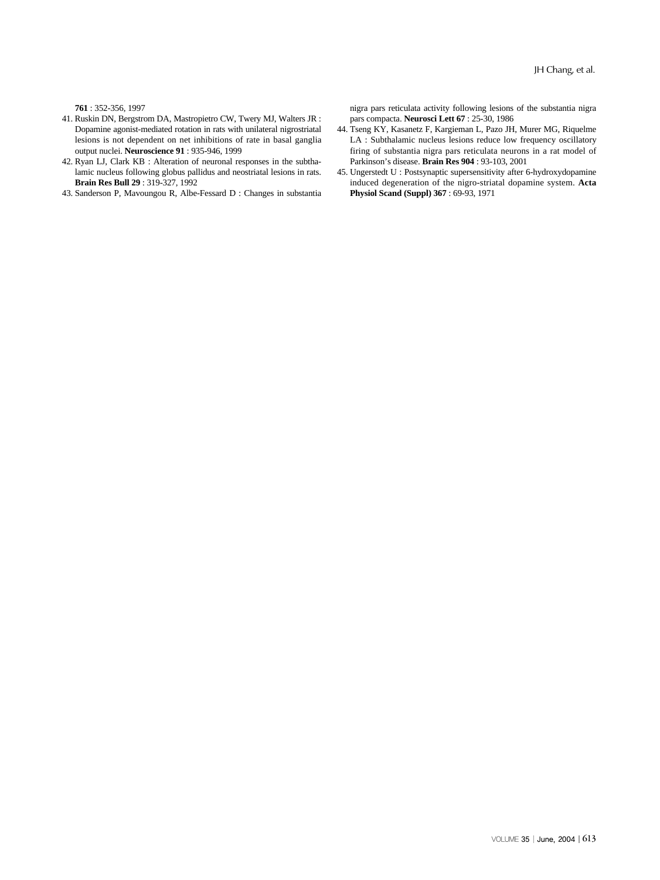**761** : 352-356, 1997

41. Ruskin DN, Bergstrom DA, Mastropietro CW, Twery MJ, Walters JR : Dopamine agonist-mediated rotation in rats with unilateral nigrostriatal lesions is not dependent on net inhibitions of rate in basal ganglia output nuclei. **Neuroscience 91** : 935-946, 1999
42. Ryan LJ, Clark KB : Alteration of neuronal responses in the subthalamic nucleus following globus pallidus and neostriatal lesions in rats. **Brain Res Bull 29** : 319-327, 1992
43. Sanderson P, Mavoungou R, Albe-Fessard D : Changes in substantia nigra pars reticulata activity following lesions of the substantia nigra pars compacta. **Neurosci Lett 67** : 25-30, 1986
44. Tseng KY, Kasanetz F, Kargieman L, Pazo JH, Murer MG, Riquelme LA : Subthalamic nucleus lesions reduce low frequency oscillatory firing of substantia nigra pars reticulata neurons in a rat model of Parkinson's disease. **Brain Res 904** : 93-103, 2001
45. Ungerstedt U : Postsynaptic supersensitivity after 6-hydroxydopamine induced degeneration of the nigro-striatal dopamine system. **Acta Physiol Scand (Suppl) 367** : 69-93, 1971